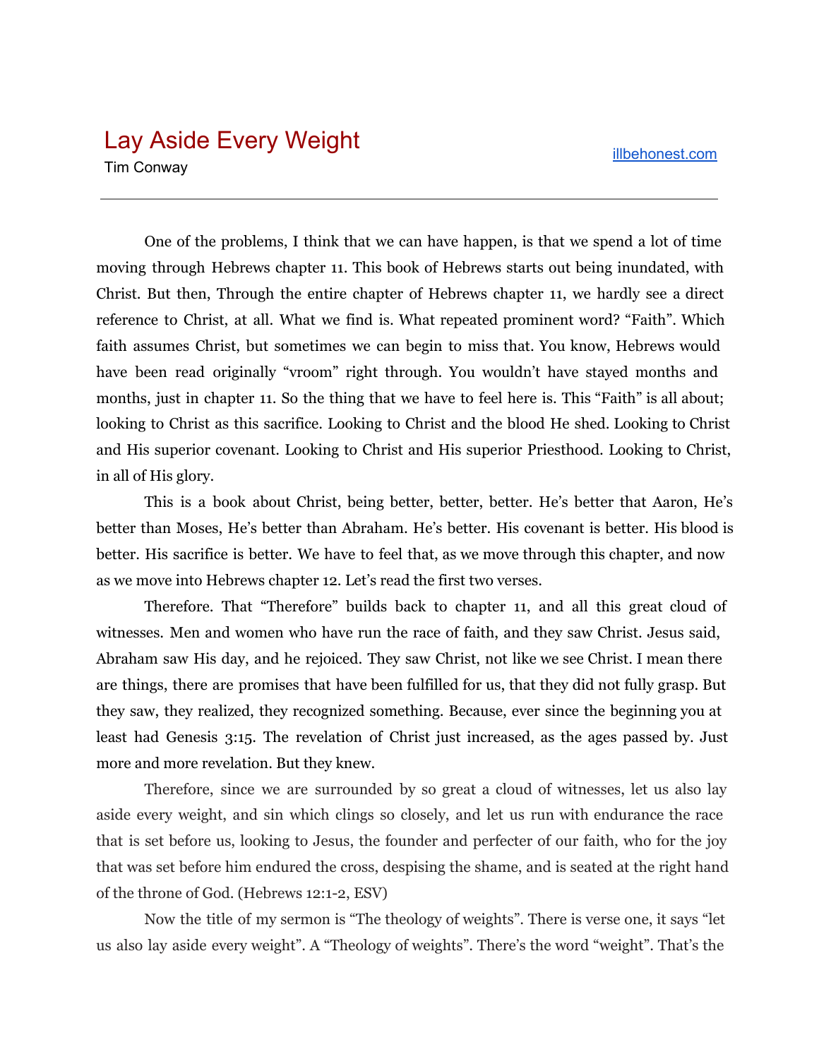# Lay Aside Every Weight

Tim Conway

illbehonest.com

---

One of the problems, I think that we can have happen, is that we spend a lot of time moving through Hebrews chapter 11. This book of Hebrews starts out being inundated, with Christ. But then, Through the entire chapter of Hebrews chapter 11, we hardly see a direct reference to Christ, at all. What we find is. What repeated prominent word? “Faith”. Which faith assumes Christ, but sometimes we can begin to miss that. You know, Hebrews would have been read originally “vroom” right through. You wouldn’t have stayed months and months, just in chapter 11. So the thing that we have to feel here is. This “Faith” is all about; looking to Christ as this sacrifice. Looking to Christ and the blood He shed. Looking to Christ and His superior covenant. Looking to Christ and His superior Priesthood. Looking to Christ, in all of His glory.

This is a book about Christ, being better, better, better. He’s better that Aaron, He’s better than Moses, He’s better than Abraham. He’s better. His covenant is better. His blood is better. His sacrifice is better. We have to feel that, as we move through this chapter, and now as we move into Hebrews chapter 12. Let’s read the first two verses.

Therefore. That “Therefore” builds back to chapter 11, and all this great cloud of witnesses. Men and women who have run the race of faith, and they saw Christ. Jesus said, Abraham saw His day, and he rejoiced. They saw Christ, not like we see Christ. I mean there are things, there are promises that have been fulfilled for us, that they did not fully grasp. But they saw, they realized, they recognized something. Because, ever since the beginning you at least had Genesis 3:15. The revelation of Christ just increased, as the ages passed by. Just more and more revelation. But they knew.

Therefore, since we are surrounded by so great a cloud of witnesses, let us also lay aside every weight, and sin which clings so closely, and let us run with endurance the race that is set before us, looking to Jesus, the founder and perfecter of our faith, who for the joy that was set before him endured the cross, despising the shame, and is seated at the right hand of the throne of God. (Hebrews 12:1-2, ESV)

Now the title of my sermon is “The theology of weights”. There is verse one, it says “let us also lay aside every weight”. A “Theology of weights”. There’s the word “weight”. That’s the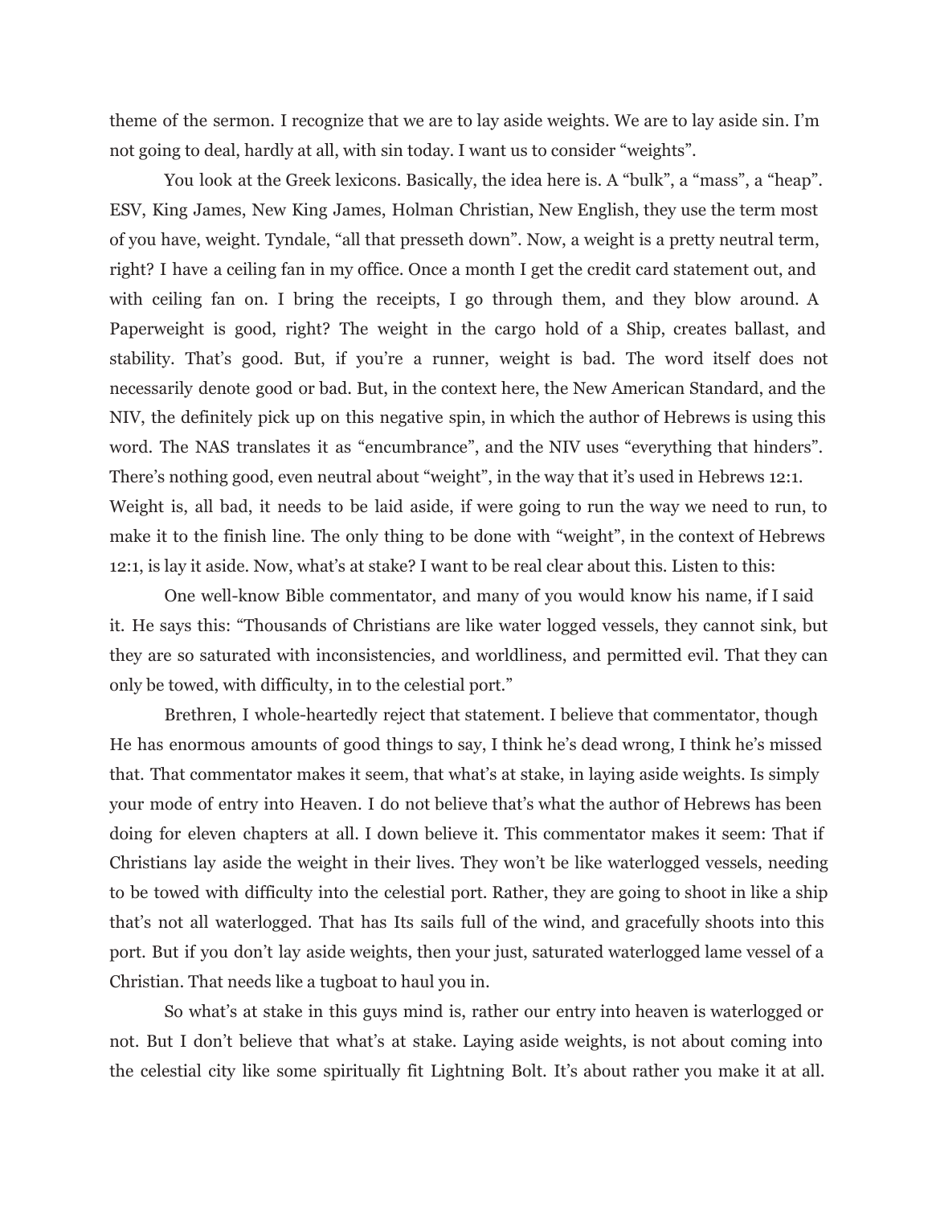theme of the sermon. I recognize that we are to lay aside weights. We are to lay aside sin. I'm not going to deal, hardly at all, with sin today. I want us to consider "weights".

You look at the Greek lexicons. Basically, the idea here is. A "bulk", a "mass", a "heap". ESV, King James, New King James, Holman Christian, New English, they use the term most of you have, weight. Tyndale, "all that presseth down". Now, a weight is a pretty neutral term, right? I have a ceiling fan in my office. Once a month I get the credit card statement out, and with ceiling fan on. I bring the receipts, I go through them, and they blow around. A Paperweight is good, right? The weight in the cargo hold of a Ship, creates ballast, and stability. That's good. But, if you're a runner, weight is bad. The word itself does not necessarily denote good or bad. But, in the context here, the New American Standard, and the NIV, the definitely pick up on this negative spin, in which the author of Hebrews is using this word. The NAS translates it as "encumbrance", and the NIV uses "everything that hinders". There's nothing good, even neutral about "weight", in the way that it's used in Hebrews 12:1. Weight is, all bad, it needs to be laid aside, if were going to run the way we need to run, to make it to the finish line. The only thing to be done with "weight", in the context of Hebrews 12:1, is lay it aside. Now, what's at stake? I want to be real clear about this. Listen to this:

One well-know Bible commentator, and many of you would know his name, if I said it. He says this: "Thousands of Christians are like water logged vessels, they cannot sink, but they are so saturated with inconsistencies, and worldliness, and permitted evil. That they can only be towed, with difficulty, in to the celestial port."

Brethren, I whole-heartedly reject that statement. I believe that commentator, though He has enormous amounts of good things to say, I think he's dead wrong, I think he's missed that. That commentator makes it seem, that what's at stake, in laying aside weights. Is simply your mode of entry into Heaven. I do not believe that's what the author of Hebrews has been doing for eleven chapters at all. I down believe it. This commentator makes it seem: That if Christians lay aside the weight in their lives. They won't be like waterlogged vessels, needing to be towed with difficulty into the celestial port. Rather, they are going to shoot in like a ship that's not all waterlogged. That has Its sails full of the wind, and gracefully shoots into this port. But if you don't lay aside weights, then your just, saturated waterlogged lame vessel of a Christian. That needs like a tugboat to haul you in.

So what's at stake in this guys mind is, rather our entry into heaven is waterlogged or not. But I don't believe that what's at stake. Laying aside weights, is not about coming into the celestial city like some spiritually fit Lightning Bolt. It's about rather you make it at all.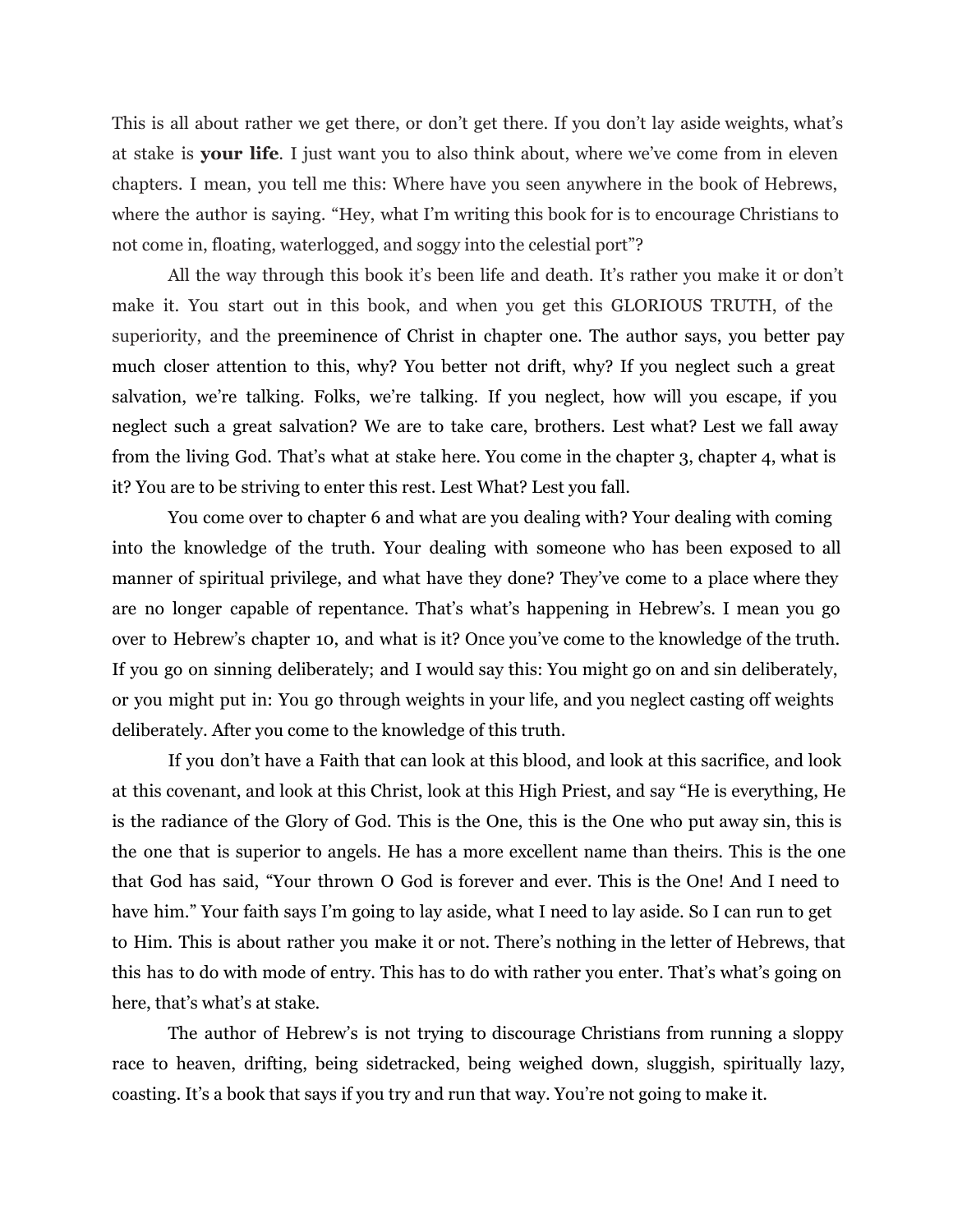This is all about rather we get there, or don't get there. If you don't lay aside weights, what's at stake is **your life**. I just want you to also think about, where we've come from in eleven chapters. I mean, you tell me this: Where have you seen anywhere in the book of Hebrews, where the author is saying. "Hey, what I'm writing this book for is to encourage Christians to not come in, floating, waterlogged, and soggy into the celestial port"?

All the way through this book it's been life and death. It's rather you make it or don't make it. You start out in this book, and when you get this GLORIOUS TRUTH, of the superiority, and the preeminence of Christ in chapter one. The author says, you better pay much closer attention to this, why? You better not drift, why? If you neglect such a great salvation, we're talking. Folks, we're talking. If you neglect, how will you escape, if you neglect such a great salvation? We are to take care, brothers. Lest what? Lest we fall away from the living God. That's what at stake here. You come in the chapter 3, chapter 4, what is it? You are to be striving to enter this rest. Lest What? Lest you fall.

You come over to chapter 6 and what are you dealing with? Your dealing with coming into the knowledge of the truth. Your dealing with someone who has been exposed to all manner of spiritual privilege, and what have they done? They've come to a place where they are no longer capable of repentance. That's what's happening in Hebrew's. I mean you go over to Hebrew's chapter 10, and what is it? Once you've come to the knowledge of the truth. If you go on sinning deliberately; and I would say this: You might go on and sin deliberately, or you might put in: You go through weights in your life, and you neglect casting off weights deliberately. After you come to the knowledge of this truth.

If you don't have a Faith that can look at this blood, and look at this sacrifice, and look at this covenant, and look at this Christ, look at this High Priest, and say "He is everything, He is the radiance of the Glory of God. This is the One, this is the One who put away sin, this is the one that is superior to angels. He has a more excellent name than theirs. This is the one that God has said, "Your thrown O God is forever and ever. This is the One! And I need to have him." Your faith says I'm going to lay aside, what I need to lay aside. So I can run to get to Him. This is about rather you make it or not. There's nothing in the letter of Hebrews, that this has to do with mode of entry. This has to do with rather you enter. That's what's going on here, that's what's at stake.

The author of Hebrew's is not trying to discourage Christians from running a sloppy race to heaven, drifting, being sidetracked, being weighed down, sluggish, spiritually lazy, coasting. It's a book that says if you try and run that way. You're not going to make it.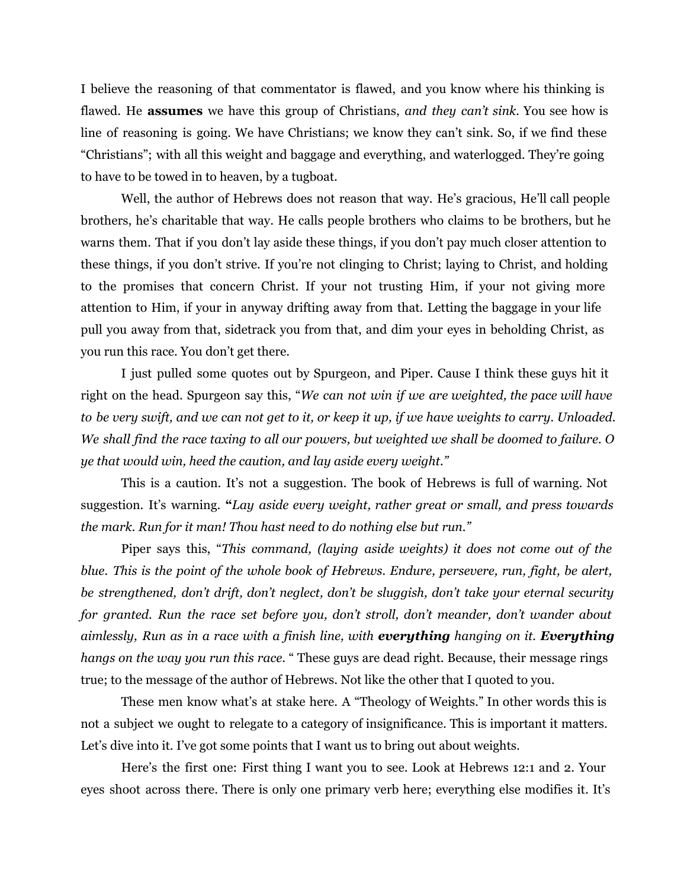I believe the reasoning of that commentator is flawed, and you know where his thinking is flawed. He **assumes** we have this group of Christians, *and they can't sink*. You see how is line of reasoning is going. We have Christians; we know they can't sink. So, if we find these "Christians"; with all this weight and baggage and everything, and waterlogged. They're going to have to be towed in to heaven, by a tugboat.

Well, the author of Hebrews does not reason that way. He's gracious, He'll call people brothers, he's charitable that way. He calls people brothers who claims to be brothers, but he warns them. That if you don't lay aside these things, if you don't pay much closer attention to these things, if you don't strive. If you're not clinging to Christ; laying to Christ, and holding to the promises that concern Christ. If your not trusting Him, if your not giving more attention to Him, if your in anyway drifting away from that. Letting the baggage in your life pull you away from that, sidetrack you from that, and dim your eyes in beholding Christ, as you run this race. You don't get there.

I just pulled some quotes out by Spurgeon, and Piper. Cause I think these guys hit it right on the head. Spurgeon say this, "*We can not win if we are weighted, the pace will have to be very swift, and we can not get to it, or keep it up, if we have weights to carry. Unloaded. We shall find the race taxing to all our powers, but weighted we shall be doomed to failure. O ye that would win, heed the caution, and lay aside every weight."*

This is a caution. It's not a suggestion. The book of Hebrews is full of warning. Not suggestion. It's warning. **"***Lay aside every weight, rather great or small, and press towards the mark. Run for it man! Thou hast need to do nothing else but run."*

Piper says this, "*This command, (laying aside weights) it does not come out of the blue. This is the point of the whole book of Hebrews. Endure, persevere, run, fight, be alert, be strengthened, don't drift, don't neglect, don't be sluggish, don't take your eternal security for granted. Run the race set before you, don't stroll, don't meander, don't wander about aimlessly, Run as in a race with a finish line, with **everything** hanging on it. **Everything** hangs on the way you run this race.* " These guys are dead right. Because, their message rings true; to the message of the author of Hebrews. Not like the other that I quoted to you.

These men know what's at stake here. A "Theology of Weights." In other words this is not a subject we ought to relegate to a category of insignificance. This is important it matters. Let's dive into it. I've got some points that I want us to bring out about weights.

Here's the first one: First thing I want you to see. Look at Hebrews 12:1 and 2. Your eyes shoot across there. There is only one primary verb here; everything else modifies it. It's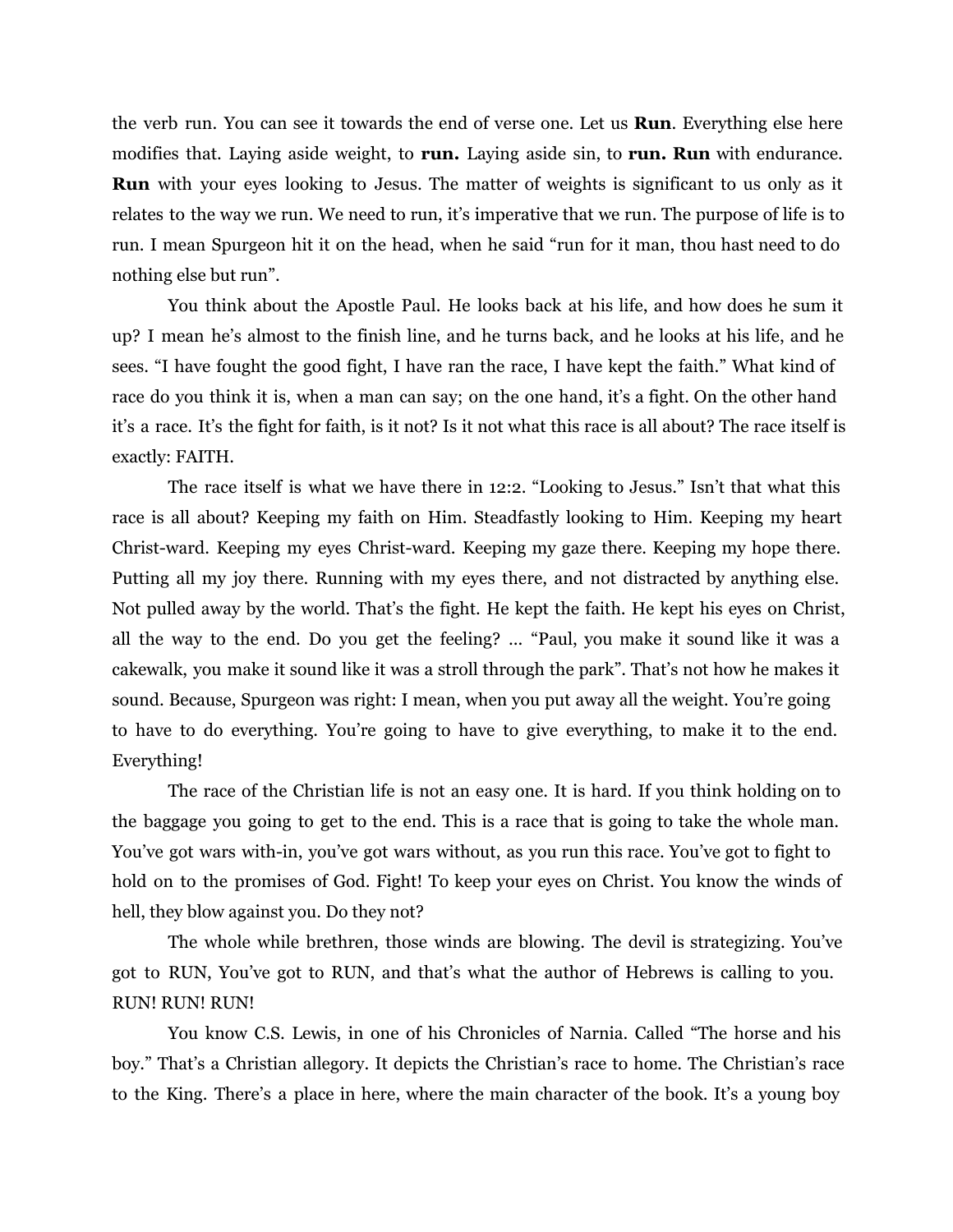the verb run. You can see it towards the end of verse one. Let us **Run**. Everything else here modifies that. Laying aside weight, to **run.** Laying aside sin, to **run. Run** with endurance. **Run** with your eyes looking to Jesus. The matter of weights is significant to us only as it relates to the way we run. We need to run, it's imperative that we run. The purpose of life is to run. I mean Spurgeon hit it on the head, when he said "run for it man, thou hast need to do nothing else but run".

You think about the Apostle Paul. He looks back at his life, and how does he sum it up? I mean he's almost to the finish line, and he turns back, and he looks at his life, and he sees. "I have fought the good fight, I have ran the race, I have kept the faith." What kind of race do you think it is, when a man can say; on the one hand, it's a fight. On the other hand it's a race. It's the fight for faith, is it not? Is it not what this race is all about? The race itself is exactly: FAITH.

The race itself is what we have there in 12:2. "Looking to Jesus." Isn't that what this race is all about? Keeping my faith on Him. Steadfastly looking to Him. Keeping my heart Christ-ward. Keeping my eyes Christ-ward. Keeping my gaze there. Keeping my hope there. Putting all my joy there. Running with my eyes there, and not distracted by anything else. Not pulled away by the world. That's the fight. He kept the faith. He kept his eyes on Christ, all the way to the end. Do you get the feeling? ... "Paul, you make it sound like it was a cakewalk, you make it sound like it was a stroll through the park". That's not how he makes it sound. Because, Spurgeon was right: I mean, when you put away all the weight. You're going to have to do everything. You're going to have to give everything, to make it to the end. Everything!

The race of the Christian life is not an easy one. It is hard. If you think holding on to the baggage you going to get to the end. This is a race that is going to take the whole man. You've got wars with-in, you've got wars without, as you run this race. You've got to fight to hold on to the promises of God. Fight! To keep your eyes on Christ. You know the winds of hell, they blow against you. Do they not?

The whole while brethren, those winds are blowing. The devil is strategizing. You've got to RUN, You've got to RUN, and that's what the author of Hebrews is calling to you. RUN! RUN! RUN!

You know C.S. Lewis, in one of his Chronicles of Narnia. Called "The horse and his boy." That's a Christian allegory. It depicts the Christian's race to home. The Christian's race to the King. There's a place in here, where the main character of the book. It's a young boy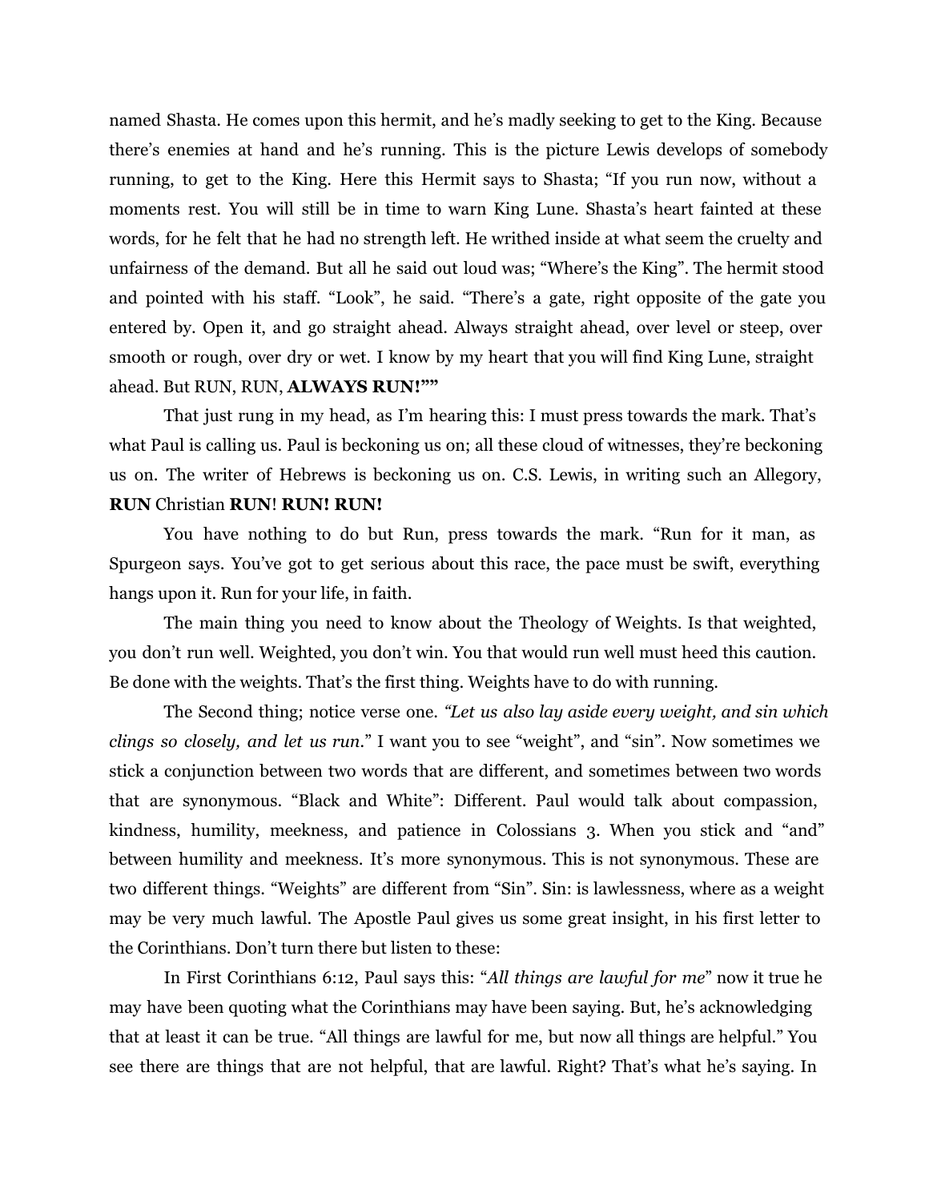named Shasta. He comes upon this hermit, and he's madly seeking to get to the King. Because there's enemies at hand and he's running. This is the picture Lewis develops of somebody running, to get to the King. Here this Hermit says to Shasta; "If you run now, without a moments rest. You will still be in time to warn King Lune. Shasta's heart fainted at these words, for he felt that he had no strength left. He writhed inside at what seem the cruelty and unfairness of the demand. But all he said out loud was; "Where's the King". The hermit stood and pointed with his staff. "Look", he said. "There's a gate, right opposite of the gate you entered by. Open it, and go straight ahead. Always straight ahead, over level or steep, over smooth or rough, over dry or wet. I know by my heart that you will find King Lune, straight ahead. But RUN, RUN, **ALWAYS RUN!""**

That just rung in my head, as I'm hearing this: I must press towards the mark. That's what Paul is calling us. Paul is beckoning us on; all these cloud of witnesses, they're beckoning us on. The writer of Hebrews is beckoning us on. C.S. Lewis, in writing such an Allegory, **RUN** Christian **RUN**! **RUN! RUN!**

You have nothing to do but Run, press towards the mark. "Run for it man, as Spurgeon says. You've got to get serious about this race, the pace must be swift, everything hangs upon it. Run for your life, in faith.

The main thing you need to know about the Theology of Weights. Is that weighted, you don't run well. Weighted, you don't win. You that would run well must heed this caution. Be done with the weights. That's the first thing. Weights have to do with running.

The Second thing; notice verse one. *"Let us also lay aside every weight, and sin which clings so closely, and let us run.*" I want you to see "weight", and "sin". Now sometimes we stick a conjunction between two words that are different, and sometimes between two words that are synonymous. "Black and White": Different. Paul would talk about compassion, kindness, humility, meekness, and patience in Colossians 3. When you stick and "and" between humility and meekness. It's more synonymous. This is not synonymous. These are two different things. "Weights" are different from "Sin". Sin: is lawlessness, where as a weight may be very much lawful. The Apostle Paul gives us some great insight, in his first letter to the Corinthians. Don't turn there but listen to these:

In First Corinthians 6:12, Paul says this: "*All things are lawful for me*" now it true he may have been quoting what the Corinthians may have been saying. But, he's acknowledging that at least it can be true. "All things are lawful for me, but now all things are helpful." You see there are things that are not helpful, that are lawful. Right? That's what he's saying. In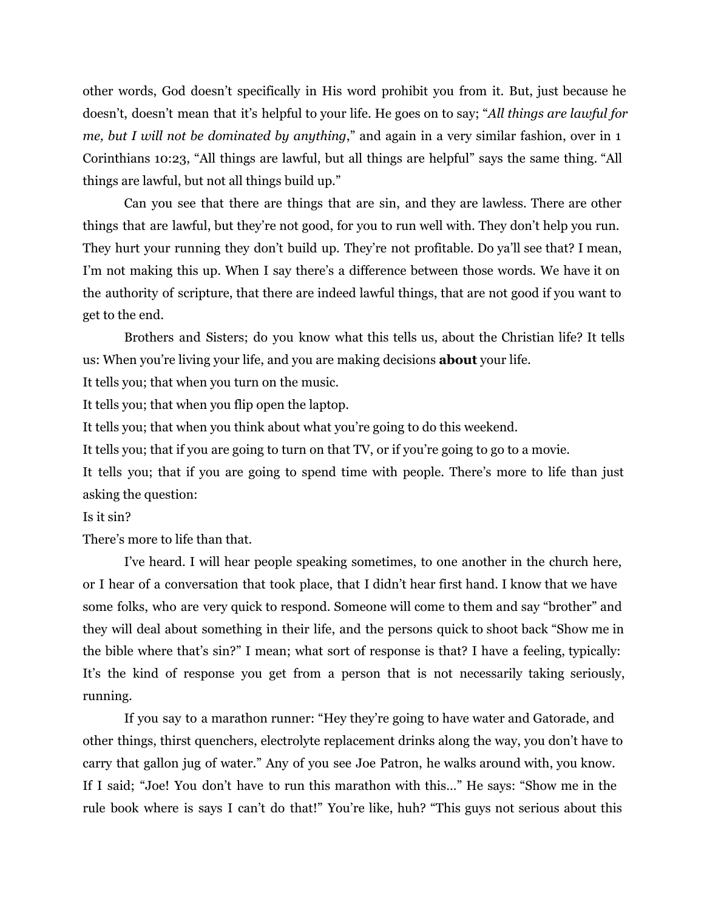other words, God doesn't specifically in His word prohibit you from it. But, just because he doesn't, doesn't mean that it's helpful to your life. He goes on to say; "*All things are lawful for me, but I will not be dominated by anything*," and again in a very similar fashion, over in 1 Corinthians 10:23, "All things are lawful, but all things are helpful" says the same thing. "All things are lawful, but not all things build up."

Can you see that there are things that are sin, and they are lawless. There are other things that are lawful, but they're not good, for you to run well with. They don't help you run. They hurt your running they don't build up. They're not profitable. Do ya'll see that? I mean, I'm not making this up. When I say there's a difference between those words. We have it on the authority of scripture, that there are indeed lawful things, that are not good if you want to get to the end.

Brothers and Sisters; do you know what this tells us, about the Christian life? It tells us: When you're living your life, and you are making decisions **about** your life.

It tells you; that when you turn on the music.

It tells you; that when you flip open the laptop.

It tells you; that when you think about what you're going to do this weekend.

It tells you; that if you are going to turn on that TV, or if you're going to go to a movie.

It tells you; that if you are going to spend time with people. There's more to life than just asking the question:

Is it sin?

There's more to life than that.

I've heard. I will hear people speaking sometimes, to one another in the church here, or I hear of a conversation that took place, that I didn't hear first hand. I know that we have some folks, who are very quick to respond. Someone will come to them and say "brother" and they will deal about something in their life, and the persons quick to shoot back "Show me in the bible where that's sin?" I mean; what sort of response is that? I have a feeling, typically: It's the kind of response you get from a person that is not necessarily taking seriously, running.

If you say to a marathon runner: "Hey they're going to have water and Gatorade, and other things, thirst quenchers, electrolyte replacement drinks along the way, you don't have to carry that gallon jug of water." Any of you see Joe Patron, he walks around with, you know. If I said; "Joe! You don't have to run this marathon with this…" He says: "Show me in the rule book where is says I can't do that!" You're like, huh? "This guys not serious about this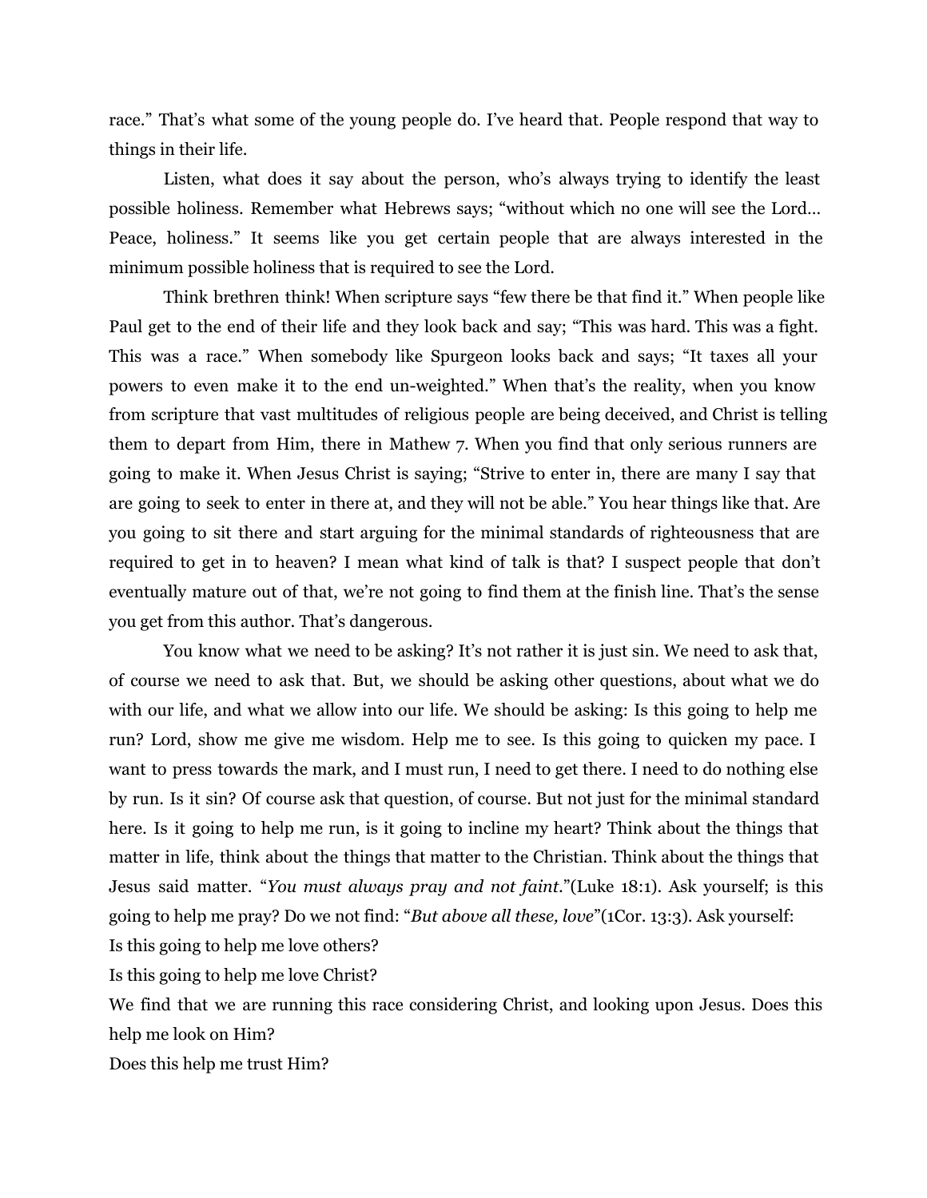race." That's what some of the young people do. I've heard that. People respond that way to things in their life.

Listen, what does it say about the person, who's always trying to identify the least possible holiness. Remember what Hebrews says; "without which no one will see the Lord… Peace, holiness." It seems like you get certain people that are always interested in the minimum possible holiness that is required to see the Lord.

Think brethren think! When scripture says "few there be that find it." When people like Paul get to the end of their life and they look back and say; "This was hard. This was a fight. This was a race." When somebody like Spurgeon looks back and says; "It taxes all your powers to even make it to the end un-weighted." When that's the reality, when you know from scripture that vast multitudes of religious people are being deceived, and Christ is telling them to depart from Him, there in Mathew 7. When you find that only serious runners are going to make it. When Jesus Christ is saying; "Strive to enter in, there are many I say that are going to seek to enter in there at, and they will not be able." You hear things like that. Are you going to sit there and start arguing for the minimal standards of righteousness that are required to get in to heaven? I mean what kind of talk is that? I suspect people that don't eventually mature out of that, we're not going to find them at the finish line. That's the sense you get from this author. That's dangerous.

You know what we need to be asking? It's not rather it is just sin. We need to ask that, of course we need to ask that. But, we should be asking other questions, about what we do with our life, and what we allow into our life. We should be asking: Is this going to help me run? Lord, show me give me wisdom. Help me to see. Is this going to quicken my pace. I want to press towards the mark, and I must run, I need to get there. I need to do nothing else by run. Is it sin? Of course ask that question, of course. But not just for the minimal standard here. Is it going to help me run, is it going to incline my heart? Think about the things that matter in life, think about the things that matter to the Christian. Think about the things that Jesus said matter. "*You must always pray and not faint.*"(Luke 18:1). Ask yourself; is this going to help me pray? Do we not find: "*But above all these, love*"(1Cor. 13:3). Ask yourself:

Is this going to help me love others?

Is this going to help me love Christ?

We find that we are running this race considering Christ, and looking upon Jesus. Does this help me look on Him?

Does this help me trust Him?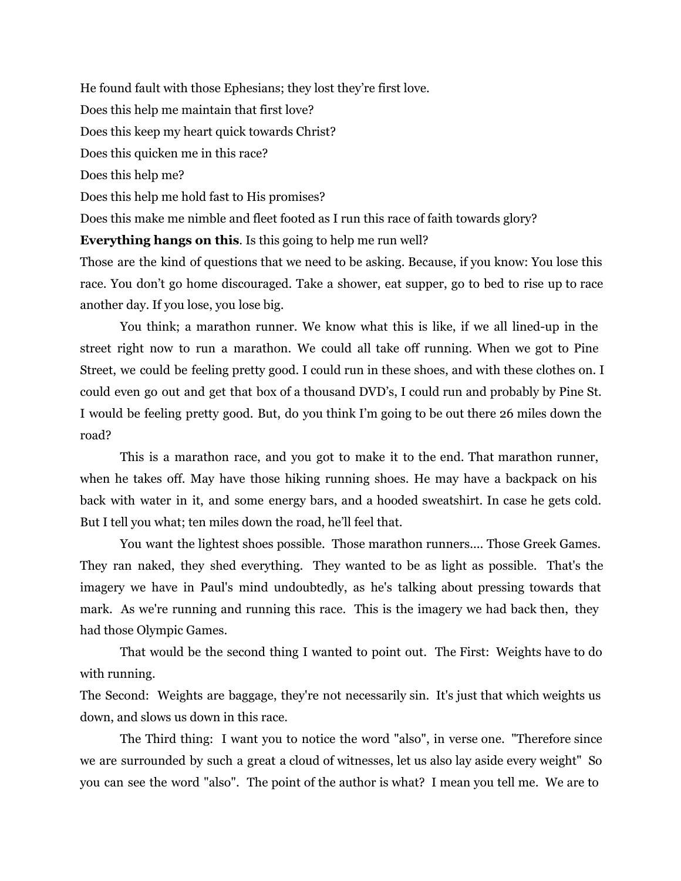He found fault with those Ephesians; they lost they're first love.

Does this help me maintain that first love?

Does this keep my heart quick towards Christ?

Does this quicken me in this race?

Does this help me?

Does this help me hold fast to His promises?

Does this make me nimble and fleet footed as I run this race of faith towards glory?

**Everything hangs on this**. Is this going to help me run well?

Those are the kind of questions that we need to be asking. Because, if you know: You lose this race. You don't go home discouraged. Take a shower, eat supper, go to bed to rise up to race another day. If you lose, you lose big.

You think; a marathon runner. We know what this is like, if we all lined-up in the street right now to run a marathon. We could all take off running. When we got to Pine Street, we could be feeling pretty good. I could run in these shoes, and with these clothes on. I could even go out and get that box of a thousand DVD's, I could run and probably by Pine St. I would be feeling pretty good. But, do you think I'm going to be out there 26 miles down the road?

This is a marathon race, and you got to make it to the end. That marathon runner, when he takes off. May have those hiking running shoes. He may have a backpack on his back with water in it, and some energy bars, and a hooded sweatshirt. In case he gets cold. But I tell you what; ten miles down the road, he'll feel that.

You want the lightest shoes possible. Those marathon runners.... Those Greek Games. They ran naked, they shed everything. They wanted to be as light as possible. That's the imagery we have in Paul's mind undoubtedly, as he's talking about pressing towards that mark. As we're running and running this race. This is the imagery we had back then, they had those Olympic Games.

That would be the second thing I wanted to point out. The First: Weights have to do with running.

The Second: Weights are baggage, they're not necessarily sin. It's just that which weights us down, and slows us down in this race.

The Third thing: I want you to notice the word "also", in verse one. "Therefore since we are surrounded by such a great a cloud of witnesses, let us also lay aside every weight" So you can see the word "also". The point of the author is what? I mean you tell me. We are to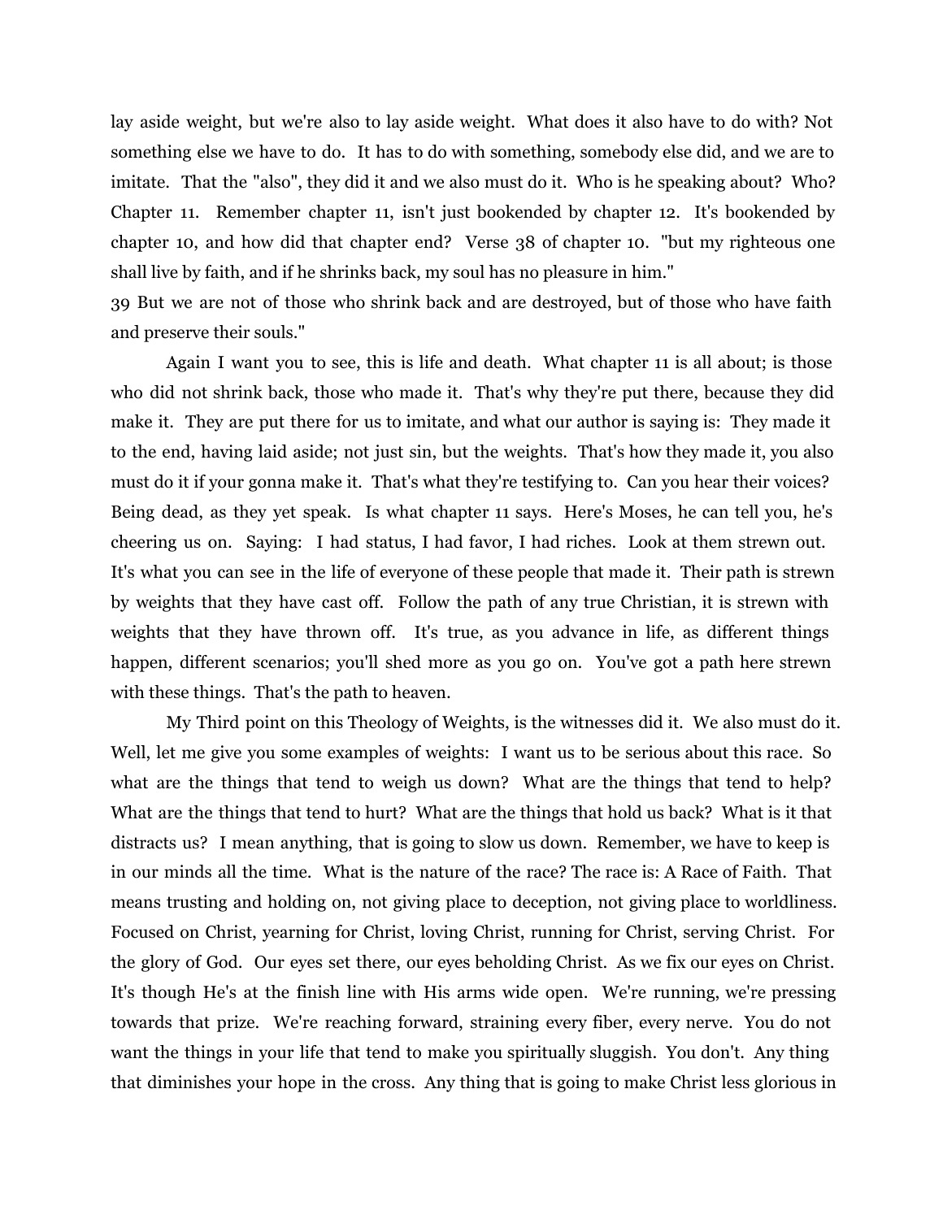lay aside weight, but we're also to lay aside weight. What does it also have to do with? Not something else we have to do. It has to do with something, somebody else did, and we are to imitate. That the "also", they did it and we also must do it. Who is he speaking about? Who? Chapter 11. Remember chapter 11, isn't just bookended by chapter 12. It's bookended by chapter 10, and how did that chapter end? Verse 38 of chapter 10. "but my righteous one shall live by faith, and if he shrinks back, my soul has no pleasure in him."
39 But we are not of those who shrink back and are destroyed, but of those who have faith and preserve their souls."

Again I want you to see, this is life and death. What chapter 11 is all about; is those who did not shrink back, those who made it. That's why they're put there, because they did make it. They are put there for us to imitate, and what our author is saying is: They made it to the end, having laid aside; not just sin, but the weights. That's how they made it, you also must do it if your gonna make it. That's what they're testifying to. Can you hear their voices? Being dead, as they yet speak. Is what chapter 11 says. Here's Moses, he can tell you, he's cheering us on. Saying: I had status, I had favor, I had riches. Look at them strewn out. It's what you can see in the life of everyone of these people that made it. Their path is strewn by weights that they have cast off. Follow the path of any true Christian, it is strewn with weights that they have thrown off. It's true, as you advance in life, as different things happen, different scenarios; you'll shed more as you go on. You've got a path here strewn with these things. That's the path to heaven.

My Third point on this Theology of Weights, is the witnesses did it. We also must do it. Well, let me give you some examples of weights: I want us to be serious about this race. So what are the things that tend to weigh us down? What are the things that tend to help? What are the things that tend to hurt? What are the things that hold us back? What is it that distracts us? I mean anything, that is going to slow us down. Remember, we have to keep is in our minds all the time. What is the nature of the race? The race is: A Race of Faith. That means trusting and holding on, not giving place to deception, not giving place to worldliness. Focused on Christ, yearning for Christ, loving Christ, running for Christ, serving Christ. For the glory of God. Our eyes set there, our eyes beholding Christ. As we fix our eyes on Christ. It's though He's at the finish line with His arms wide open. We're running, we're pressing towards that prize. We're reaching forward, straining every fiber, every nerve. You do not want the things in your life that tend to make you spiritually sluggish. You don't. Any thing that diminishes your hope in the cross. Any thing that is going to make Christ less glorious in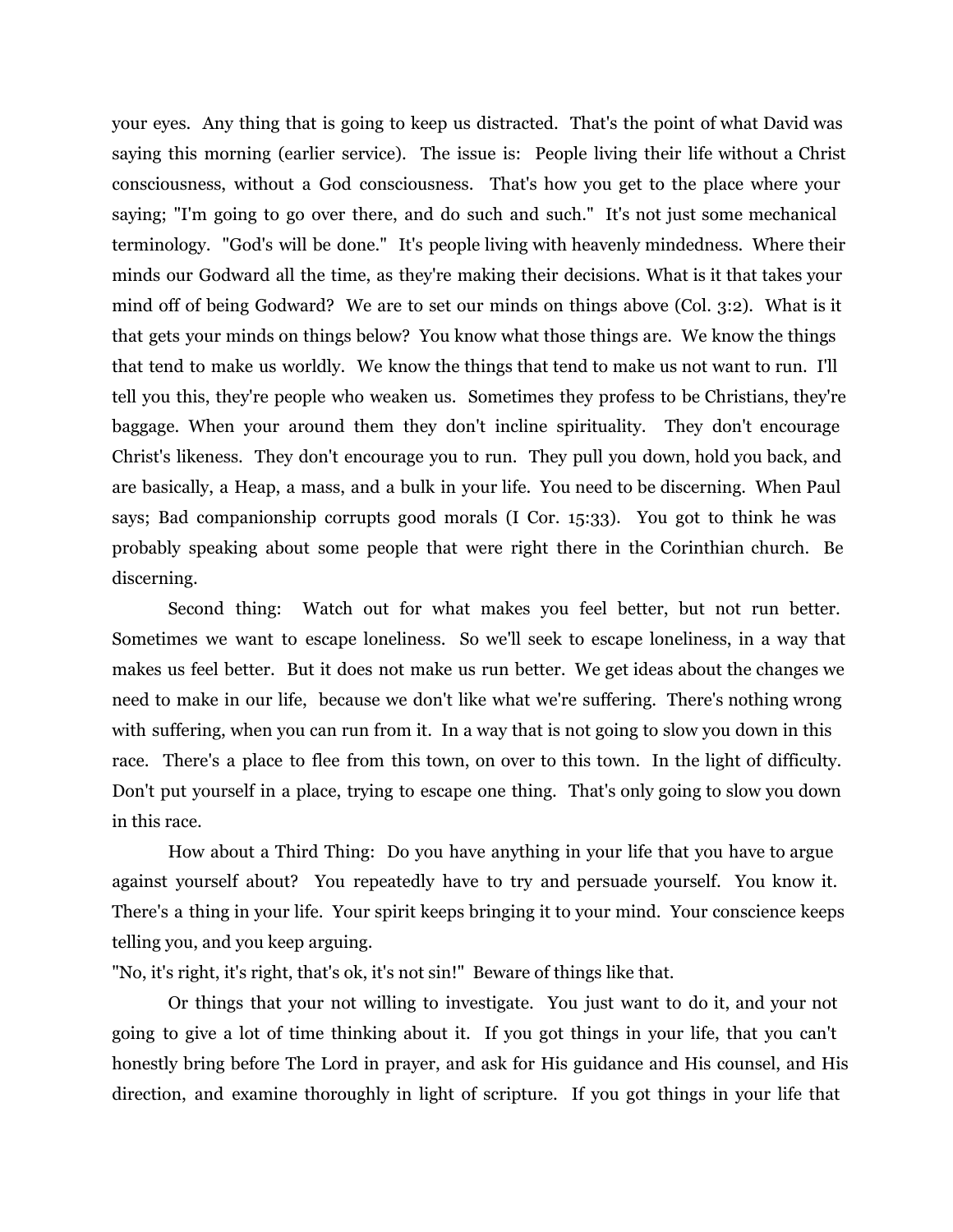your eyes. Any thing that is going to keep us distracted. That's the point of what David was saying this morning (earlier service). The issue is: People living their life without a Christ consciousness, without a God consciousness. That's how you get to the place where your saying; "I'm going to go over there, and do such and such." It's not just some mechanical terminology. "God's will be done." It's people living with heavenly mindedness. Where their minds our Godward all the time, as they're making their decisions. What is it that takes your mind off of being Godward? We are to set our minds on things above (Col. 3:2). What is it that gets your minds on things below? You know what those things are. We know the things that tend to make us worldly. We know the things that tend to make us not want to run. I'll tell you this, they're people who weaken us. Sometimes they profess to be Christians, they're baggage. When your around them they don't incline spirituality. They don't encourage Christ's likeness. They don't encourage you to run. They pull you down, hold you back, and are basically, a Heap, a mass, and a bulk in your life. You need to be discerning. When Paul says; Bad companionship corrupts good morals (I Cor. 15:33). You got to think he was probably speaking about some people that were right there in the Corinthian church. Be discerning.

Second thing: Watch out for what makes you feel better, but not run better. Sometimes we want to escape loneliness. So we'll seek to escape loneliness, in a way that makes us feel better. But it does not make us run better. We get ideas about the changes we need to make in our life, because we don't like what we're suffering. There's nothing wrong with suffering, when you can run from it. In a way that is not going to slow you down in this race. There's a place to flee from this town, on over to this town. In the light of difficulty. Don't put yourself in a place, trying to escape one thing. That's only going to slow you down in this race.

How about a Third Thing: Do you have anything in your life that you have to argue against yourself about? You repeatedly have to try and persuade yourself. You know it. There's a thing in your life. Your spirit keeps bringing it to your mind. Your conscience keeps telling you, and you keep arguing.

"No, it's right, it's right, that's ok, it's not sin!" Beware of things like that.

Or things that your not willing to investigate. You just want to do it, and your not going to give a lot of time thinking about it. If you got things in your life, that you can't honestly bring before The Lord in prayer, and ask for His guidance and His counsel, and His direction, and examine thoroughly in light of scripture. If you got things in your life that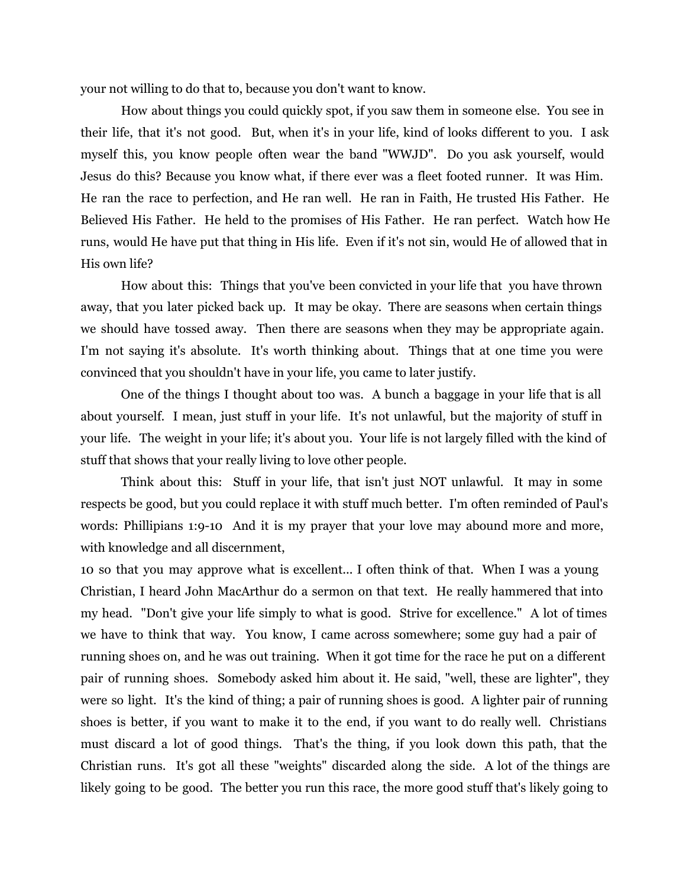your not willing to do that to, because you don't want to know.

How about things you could quickly spot, if you saw them in someone else. You see in their life, that it's not good. But, when it's in your life, kind of looks different to you. I ask myself this, you know people often wear the band "WWJD". Do you ask yourself, would Jesus do this? Because you know what, if there ever was a fleet footed runner. It was Him. He ran the race to perfection, and He ran well. He ran in Faith, He trusted His Father. He Believed His Father. He held to the promises of His Father. He ran perfect. Watch how He runs, would He have put that thing in His life. Even if it's not sin, would He of allowed that in His own life?

How about this: Things that you've been convicted in your life that you have thrown away, that you later picked back up. It may be okay. There are seasons when certain things we should have tossed away. Then there are seasons when they may be appropriate again. I'm not saying it's absolute. It's worth thinking about. Things that at one time you were convinced that you shouldn't have in your life, you came to later justify.

One of the things I thought about too was. A bunch a baggage in your life that is all about yourself. I mean, just stuff in your life. It's not unlawful, but the majority of stuff in your life. The weight in your life; it's about you. Your life is not largely filled with the kind of stuff that shows that your really living to love other people.

Think about this: Stuff in your life, that isn't just NOT unlawful. It may in some respects be good, but you could replace it with stuff much better. I'm often reminded of Paul's words: Phillipians 1:9-10 And it is my prayer that your love may abound more and more, with knowledge and all discernment,

10 so that you may approve what is excellent... I often think of that. When I was a young Christian, I heard John MacArthur do a sermon on that text. He really hammered that into my head. "Don't give your life simply to what is good. Strive for excellence." A lot of times we have to think that way. You know, I came across somewhere; some guy had a pair of running shoes on, and he was out training. When it got time for the race he put on a different pair of running shoes. Somebody asked him about it. He said, "well, these are lighter", they were so light. It's the kind of thing; a pair of running shoes is good. A lighter pair of running shoes is better, if you want to make it to the end, if you want to do really well. Christians must discard a lot of good things. That's the thing, if you look down this path, that the Christian runs. It's got all these "weights" discarded along the side. A lot of the things are likely going to be good. The better you run this race, the more good stuff that's likely going to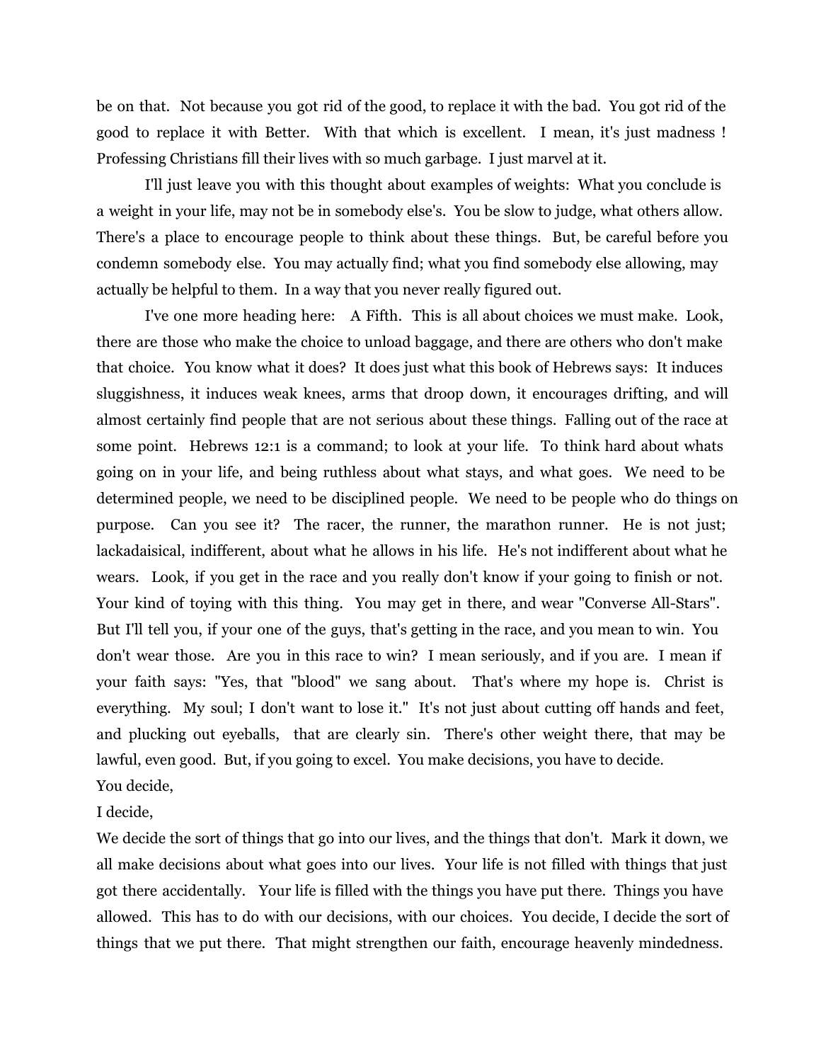be on that.  Not because you got rid of the good, to replace it with the bad.  You got rid of the good to replace it with Better.  With that which is excellent.  I mean, it's just madness !  Professing Christians fill their lives with so much garbage.  I just marvel at it.

I'll just leave you with this thought about examples of weights:  What you conclude is a weight in your life, may not be in somebody else's.  You be slow to judge, what others allow.  There's a place to encourage people to think about these things.  But, be careful before you condemn somebody else.  You may actually find; what you find somebody else allowing, may actually be helpful to them.  In a way that you never really figured out.

I've one more heading here:   A Fifth.  This is all about choices we must make.  Look, there are those who make the choice to unload baggage, and there are others who don't make that choice.  You know what it does?  It does just what this book of Hebrews says:  It induces sluggishness, it induces weak knees, arms that droop down, it encourages drifting, and will almost certainly find people that are not serious about these things.  Falling out of the race at some point.  Hebrews 12:1 is a command; to look at your life.  To think hard about whats going on in your life, and being ruthless about what stays, and what goes.  We need to be determined people, we need to be disciplined people.  We need to be people who do things on purpose.  Can you see it?  The racer, the runner, the marathon runner.  He is not just; lackadaisical, indifferent, about what he allows in his life.  He's not indifferent about what he wears.  Look, if you get in the race and you really don't know if your going to finish or not.  Your kind of toying with this thing.  You may get in there, and wear "Converse All-Stars".  But I'll tell you, if your one of the guys, that's getting in the race, and you mean to win.  You don't wear those.  Are you in this race to win?  I mean seriously, and if you are.  I mean if your faith says: "Yes, that "blood" we sang about.  That's where my hope is.  Christ is everything.  My soul; I don't want to lose it."  It's not just about cutting off hands and feet, and plucking out eyeballs,  that are clearly sin.  There's other weight there, that may be lawful, even good.  But, if you going to excel.  You make decisions, you have to decide.

You decide,

I decide,

We decide the sort of things that go into our lives, and the things that don't.  Mark it down, we all make decisions about what goes into our lives.  Your life is not filled with things that just got there accidentally.   Your life is filled with the things you have put there.  Things you have allowed.  This has to do with our decisions, with our choices.  You decide, I decide the sort of things that we put there.  That might strengthen our faith, encourage heavenly mindedness.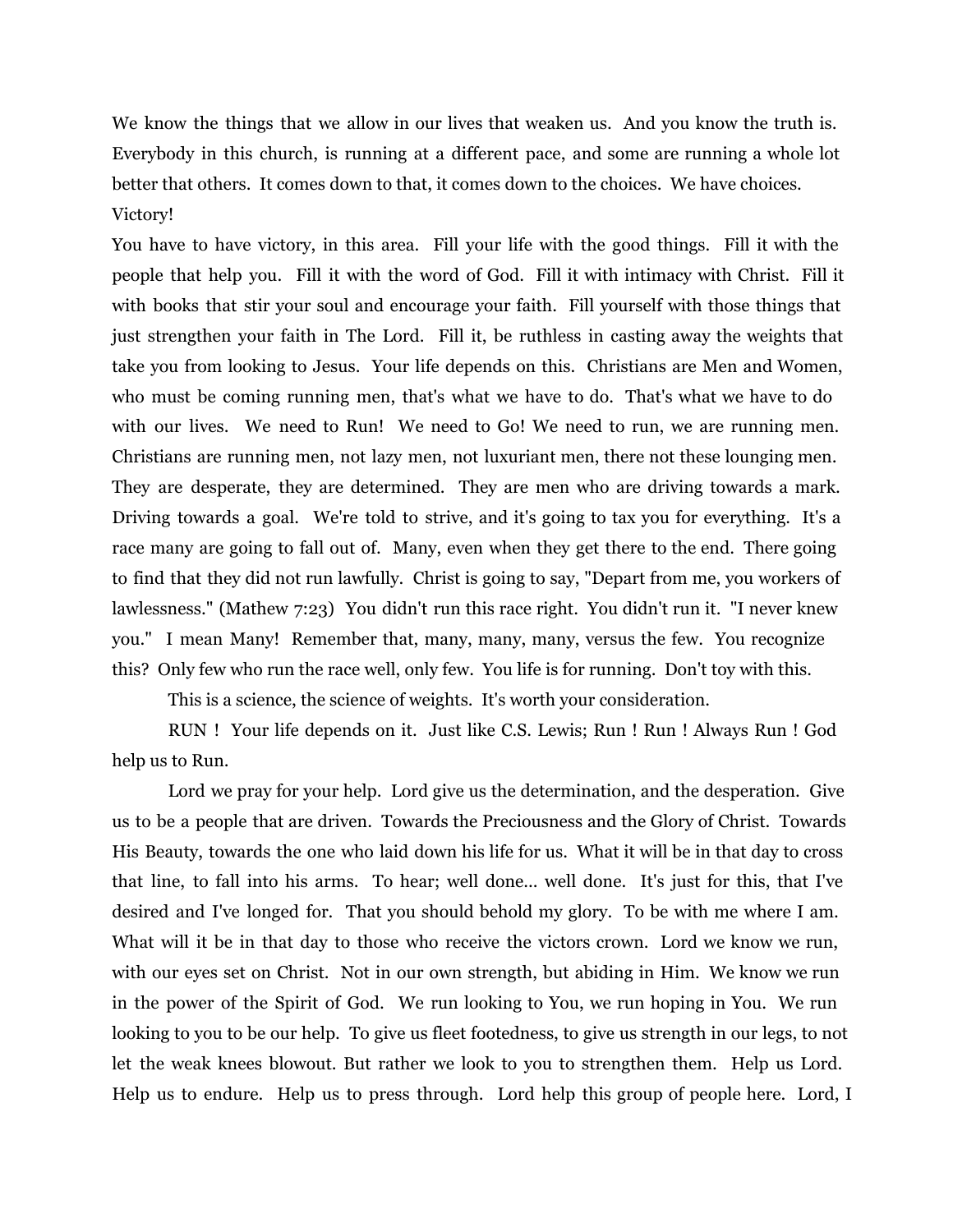We know the things that we allow in our lives that weaken us. And you know the truth is. Everybody in this church, is running at a different pace, and some are running a whole lot better that others. It comes down to that, it comes down to the choices. We have choices.

Victory!

You have to have victory, in this area. Fill your life with the good things. Fill it with the people that help you. Fill it with the word of God. Fill it with intimacy with Christ. Fill it with books that stir your soul and encourage your faith. Fill yourself with those things that just strengthen your faith in The Lord. Fill it, be ruthless in casting away the weights that take you from looking to Jesus. Your life depends on this. Christians are Men and Women, who must be coming running men, that's what we have to do. That's what we have to do with our lives. We need to Run! We need to Go! We need to run, we are running men. Christians are running men, not lazy men, not luxuriant men, there not these lounging men. They are desperate, they are determined. They are men who are driving towards a mark. Driving towards a goal. We're told to strive, and it's going to tax you for everything. It's a race many are going to fall out of. Many, even when they get there to the end. There going to find that they did not run lawfully. Christ is going to say, "Depart from me, you workers of lawlessness." (Mathew 7:23) You didn't run this race right. You didn't run it. "I never knew you." I mean Many! Remember that, many, many, many, versus the few. You recognize this? Only few who run the race well, only few. You life is for running. Don't toy with this.

This is a science, the science of weights. It's worth your consideration.

RUN ! Your life depends on it. Just like C.S. Lewis; Run ! Run ! Always Run ! God help us to Run.

Lord we pray for your help. Lord give us the determination, and the desperation. Give us to be a people that are driven. Towards the Preciousness and the Glory of Christ. Towards His Beauty, towards the one who laid down his life for us. What it will be in that day to cross that line, to fall into his arms. To hear; well done... well done. It's just for this, that I've desired and I've longed for. That you should behold my glory. To be with me where I am. What will it be in that day to those who receive the victors crown. Lord we know we run, with our eyes set on Christ. Not in our own strength, but abiding in Him. We know we run in the power of the Spirit of God. We run looking to You, we run hoping in You. We run looking to you to be our help. To give us fleet footedness, to give us strength in our legs, to not let the weak knees blowout. But rather we look to you to strengthen them. Help us Lord. Help us to endure. Help us to press through. Lord help this group of people here. Lord, I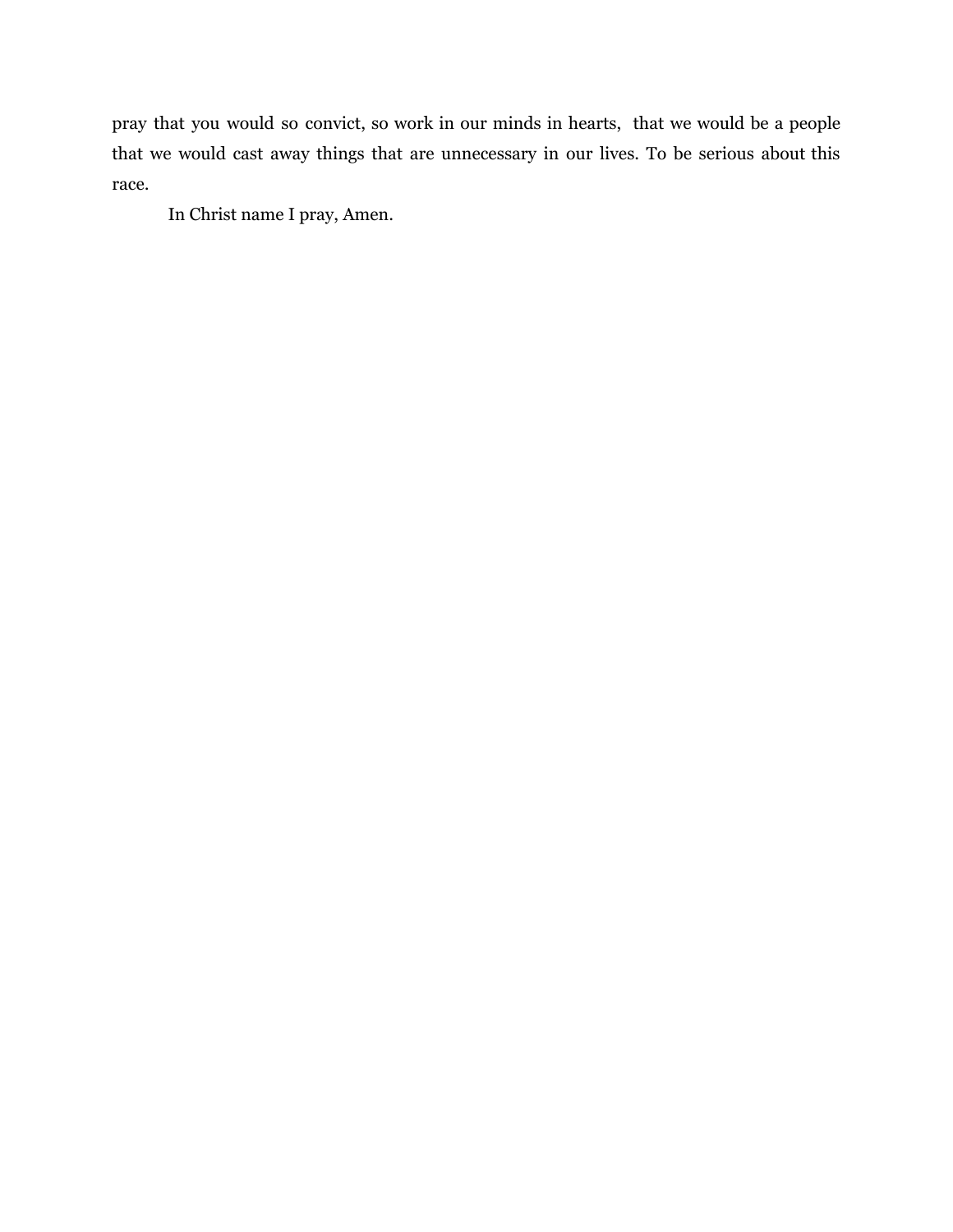pray that you would so convict, so work in our minds in hearts,  that we would be a people that we would cast away things that are unnecessary in our lives. To be serious about this race.

In Christ name I pray, Amen.